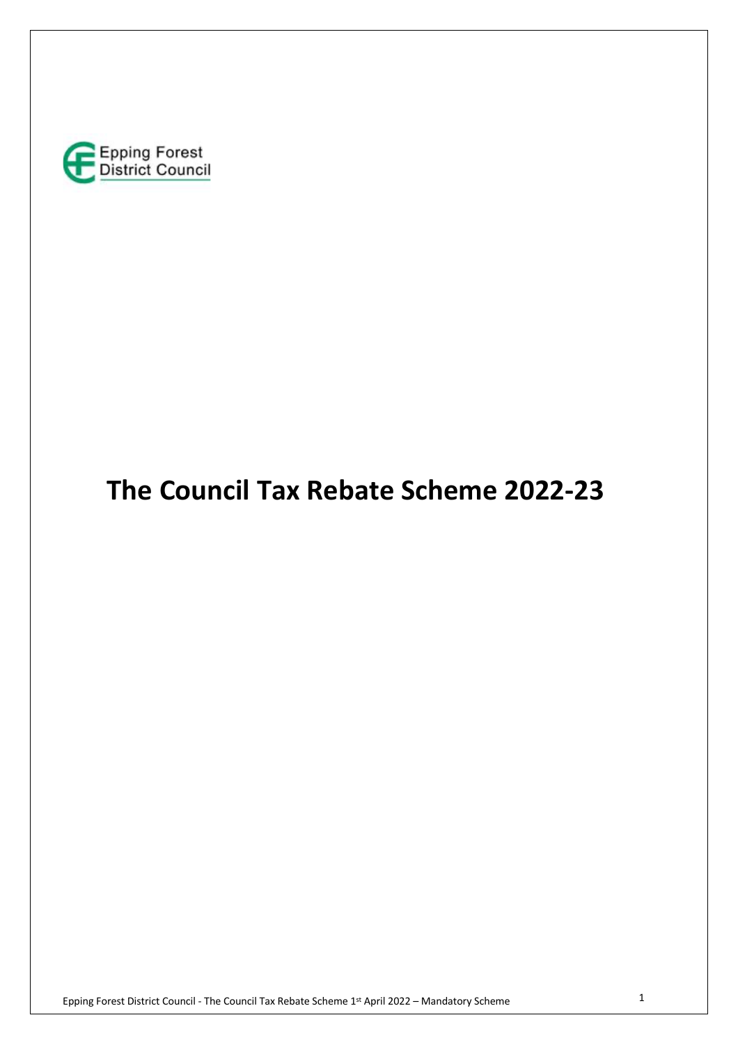Epping Forest District Council

# The Council Tax Rebate Scheme 2022-23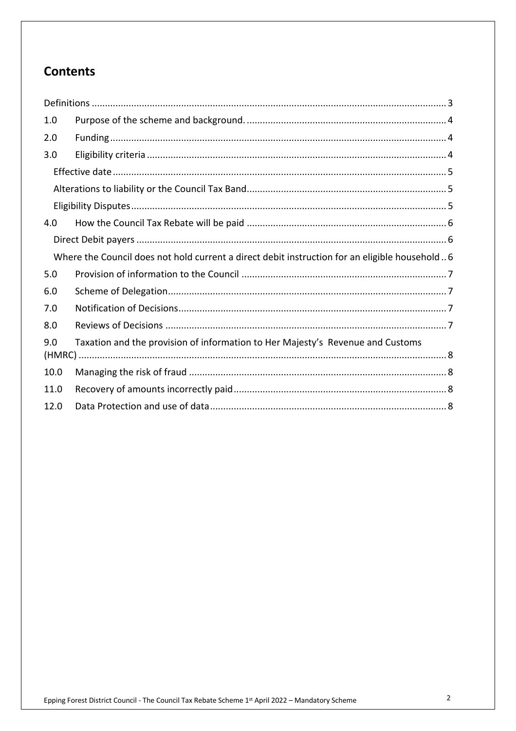## Contents

| | | |
|---|---|---|
| Definitions | | 3 |
| 1.0 | Purpose of the scheme and background. | 4 |
| 2.0 | Funding | 4 |
| 3.0 | Eligibility criteria | 4 |
| | Effective date | 5 |
| | Alterations to liability or the Council Tax Band | 5 |
| | Eligibility Disputes | 5 |
| 4.0 | How the Council Tax Rebate will be paid | 6 |
| | Direct Debit payers | 6 |
| | Where the Council does not hold current a direct debit instruction for an eligible household | 6 |
| 5.0 | Provision of information to the Council | 7 |
| 6.0 | Scheme of Delegation | 7 |
| 7.0 | Notification of Decisions | 7 |
| 8.0 | Reviews of Decisions | 7 |
| 9.0 | Taxation and the provision of information to Her Majesty's Revenue and Customs (HMRC) | 8 |
| 10.0 | Managing the risk of fraud | 8 |
| 11.0 | Recovery of amounts incorrectly paid | 8 |
| 12.0 | Data Protection and use of data | 8 |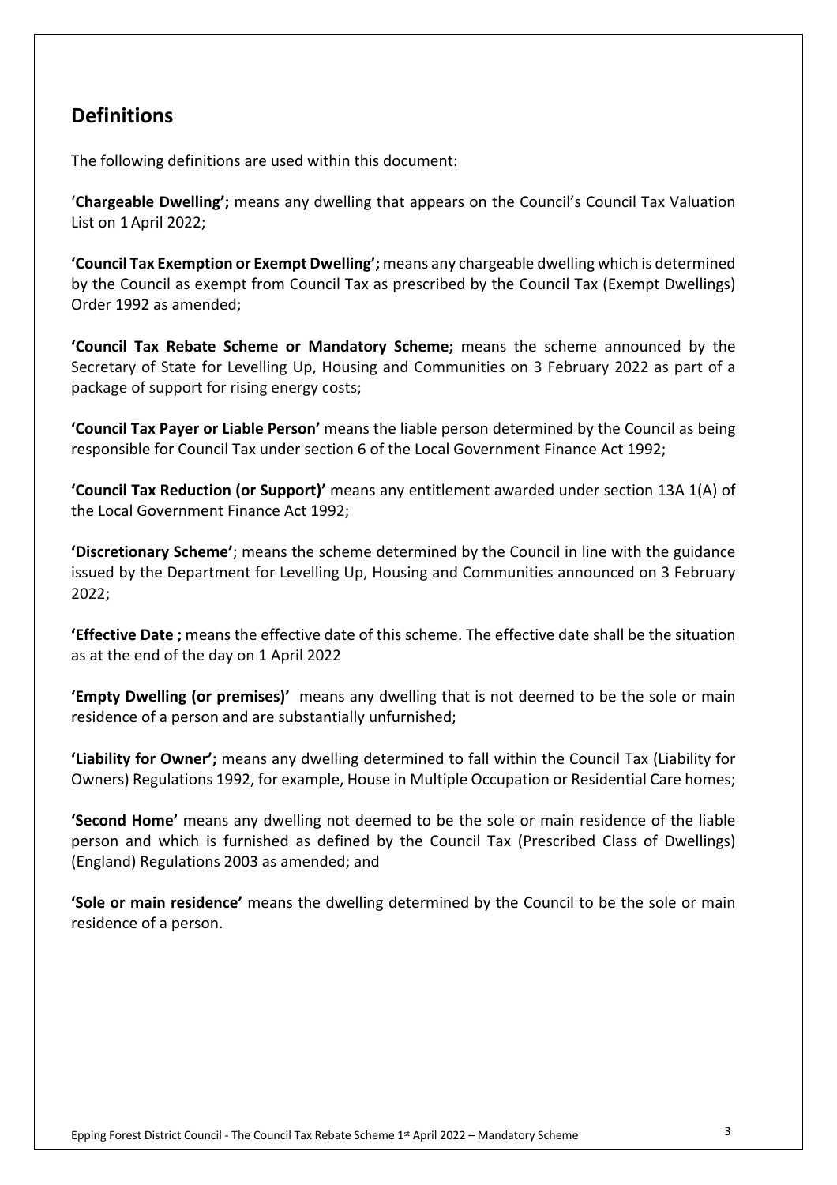## Definitions

The following definitions are used within this document:

'**Chargeable Dwelling';** means any dwelling that appears on the Council's Council Tax Valuation List on 1 April 2022;

**'Council Tax Exemption or Exempt Dwelling';** means any chargeable dwelling which is determined by the Council as exempt from Council Tax as prescribed by the Council Tax (Exempt Dwellings) Order 1992 as amended;

**'Council Tax Rebate Scheme or Mandatory Scheme;** means the scheme announced by the Secretary of State for Levelling Up, Housing and Communities on 3 February 2022 as part of a package of support for rising energy costs;

**'Council Tax Payer or Liable Person'** means the liable person determined by the Council as being responsible for Council Tax under section 6 of the Local Government Finance Act 1992;

**'Council Tax Reduction (or Support)'** means any entitlement awarded under section 13A 1(A) of the Local Government Finance Act 1992;

**'Discretionary Scheme'**; means the scheme determined by the Council in line with the guidance issued by the Department for Levelling Up, Housing and Communities announced on 3 February 2022;

**'Effective Date ;** means the effective date of this scheme. The effective date shall be the situation as at the end of the day on 1 April 2022

**'Empty Dwelling (or premises)'** means any dwelling that is not deemed to be the sole or main residence of a person and are substantially unfurnished;

**'Liability for Owner';** means any dwelling determined to fall within the Council Tax (Liability for Owners) Regulations 1992, for example, House in Multiple Occupation or Residential Care homes;

**'Second Home'** means any dwelling not deemed to be the sole or main residence of the liable person and which is furnished as defined by the Council Tax (Prescribed Class of Dwellings) (England) Regulations 2003 as amended; and

**'Sole or main residence'** means the dwelling determined by the Council to be the sole or main residence of a person.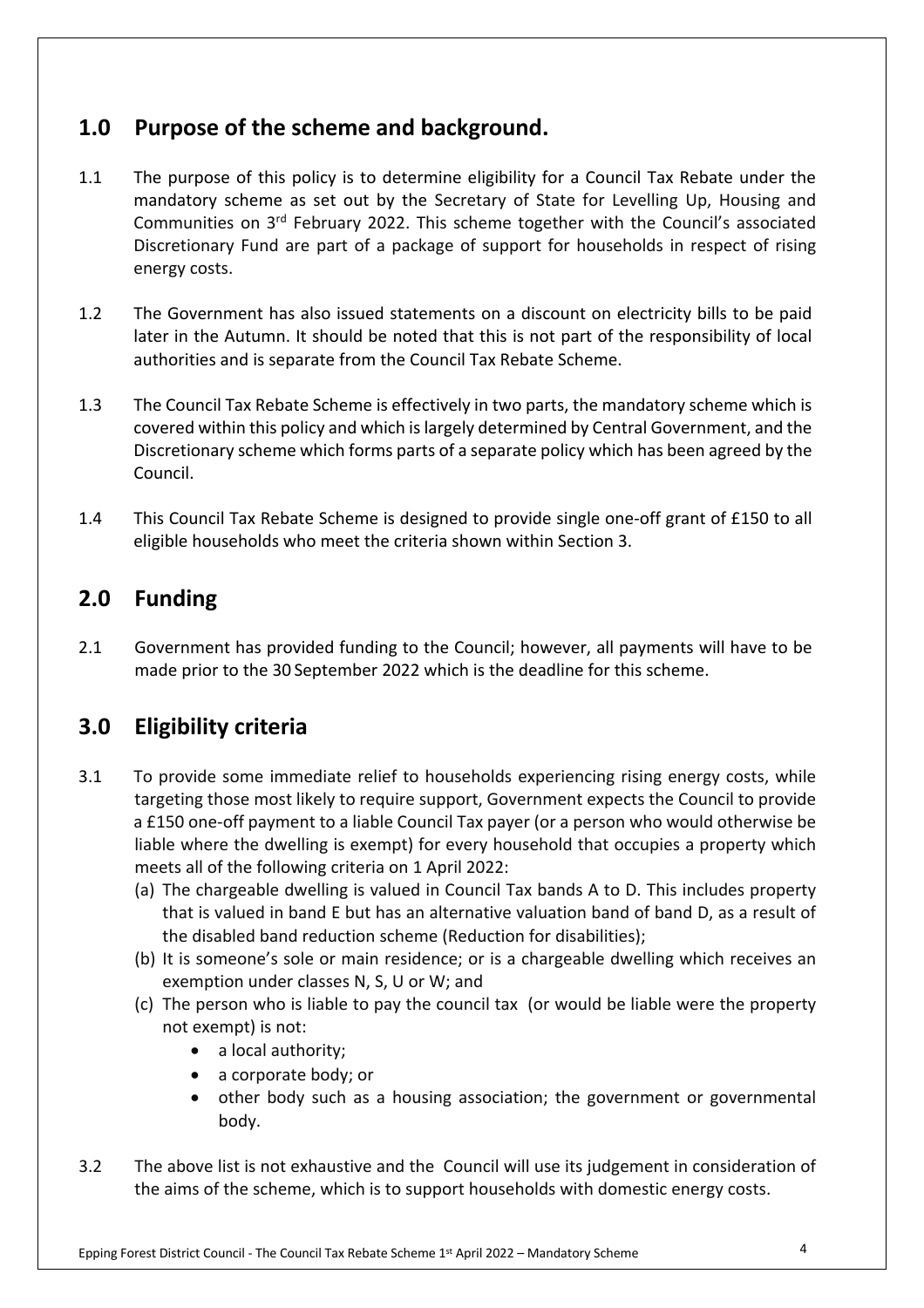## 1.0 Purpose of the scheme and background.

1.1 The purpose of this policy is to determine eligibility for a Council Tax Rebate under the mandatory scheme as set out by the Secretary of State for Levelling Up, Housing and Communities on 3rd February 2022. This scheme together with the Council's associated Discretionary Fund are part of a package of support for households in respect of rising energy costs.

1.2 The Government has also issued statements on a discount on electricity bills to be paid later in the Autumn. It should be noted that this is not part of the responsibility of local authorities and is separate from the Council Tax Rebate Scheme.

1.3 The Council Tax Rebate Scheme is effectively in two parts, the mandatory scheme which is covered within this policy and which is largely determined by Central Government, and the Discretionary scheme which forms parts of a separate policy which has been agreed by the Council.

1.4 This Council Tax Rebate Scheme is designed to provide single one-off grant of £150 to all eligible households who meet the criteria shown within Section 3.

## 2.0 Funding

2.1 Government has provided funding to the Council; however, all payments will have to be made prior to the 30 September 2022 which is the deadline for this scheme.

## 3.0 Eligibility criteria

3.1 To provide some immediate relief to households experiencing rising energy costs, while targeting those most likely to require support, Government expects the Council to provide a £150 one-off payment to a liable Council Tax payer (or a person who would otherwise be liable where the dwelling is exempt) for every household that occupies a property which meets all of the following criteria on 1 April 2022:

(a) The chargeable dwelling is valued in Council Tax bands A to D. This includes property that is valued in band E but has an alternative valuation band of band D, as a result of the disabled band reduction scheme (Reduction for disabilities);

(b) It is someone's sole or main residence; or is a chargeable dwelling which receives an exemption under classes N, S, U or W; and

(c) The person who is liable to pay the council tax (or would be liable were the property not exempt) is not:

- a local authority;
- a corporate body; or
- other body such as a housing association; the government or governmental body.

3.2 The above list is not exhaustive and the Council will use its judgement in consideration of the aims of the scheme, which is to support households with domestic energy costs.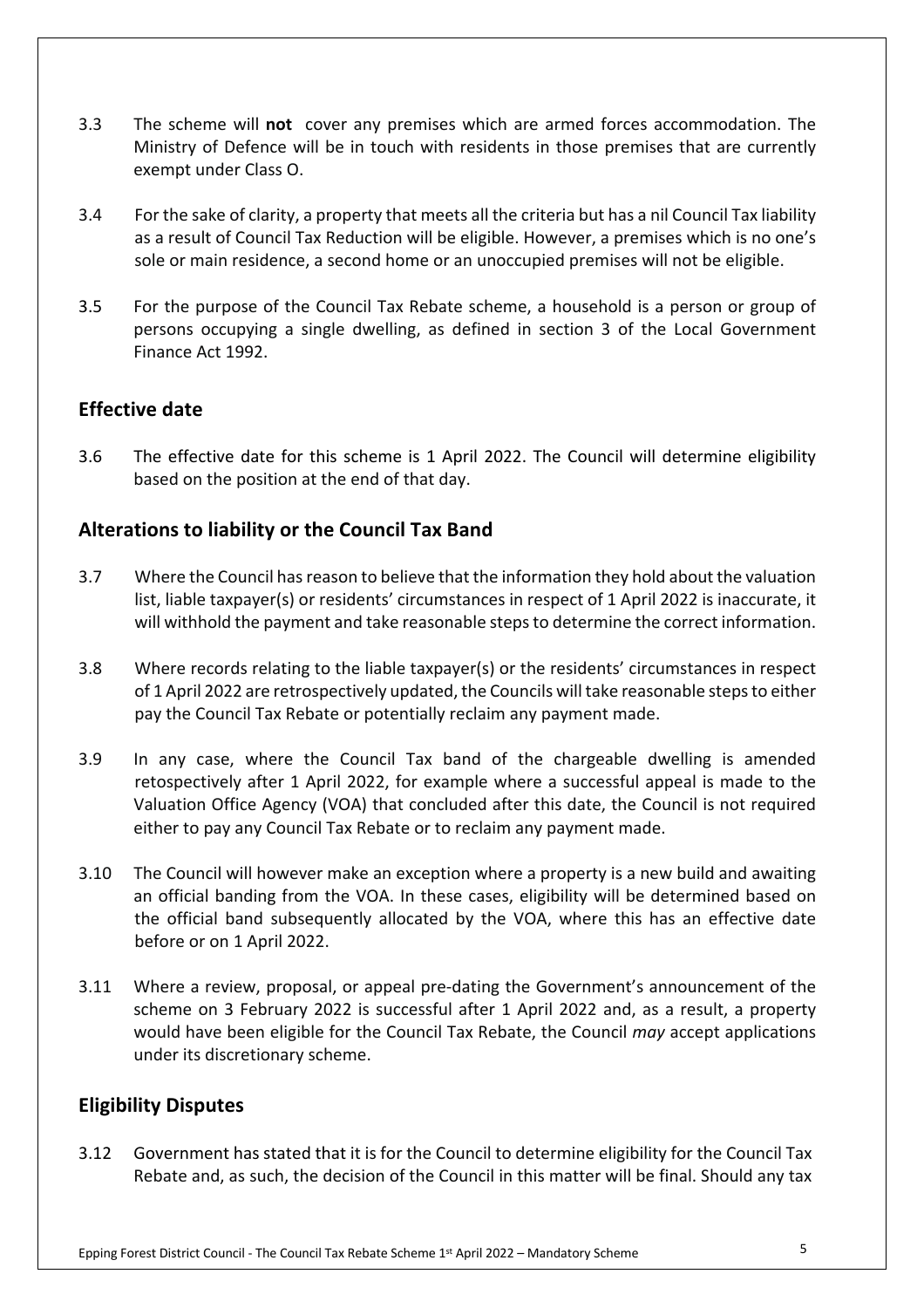3.3 The scheme will **not** cover any premises which are armed forces accommodation. The Ministry of Defence will be in touch with residents in those premises that are currently exempt under Class O.

3.4 For the sake of clarity, a property that meets all the criteria but has a nil Council Tax liability as a result of Council Tax Reduction will be eligible. However, a premises which is no one's sole or main residence, a second home or an unoccupied premises will not be eligible.

3.5 For the purpose of the Council Tax Rebate scheme, a household is a person or group of persons occupying a single dwelling, as defined in section 3 of the Local Government Finance Act 1992.

## Effective date

3.6 The effective date for this scheme is 1 April 2022. The Council will determine eligibility based on the position at the end of that day.

## Alterations to liability or the Council Tax Band

3.7 Where the Council has reason to believe that the information they hold about the valuation list, liable taxpayer(s) or residents' circumstances in respect of 1 April 2022 is inaccurate, it will withhold the payment and take reasonable steps to determine the correct information.

3.8 Where records relating to the liable taxpayer(s) or the residents' circumstances in respect of 1 April 2022 are retrospectively updated, the Councils will take reasonable steps to either pay the Council Tax Rebate or potentially reclaim any payment made.

3.9 In any case, where the Council Tax band of the chargeable dwelling is amended retospectively after 1 April 2022, for example where a successful appeal is made to the Valuation Office Agency (VOA) that concluded after this date, the Council is not required either to pay any Council Tax Rebate or to reclaim any payment made.

3.10 The Council will however make an exception where a property is a new build and awaiting an official banding from the VOA. In these cases, eligibility will be determined based on the official band subsequently allocated by the VOA, where this has an effective date before or on 1 April 2022.

3.11 Where a review, proposal, or appeal pre-dating the Government's announcement of the scheme on 3 February 2022 is successful after 1 April 2022 and, as a result, a property would have been eligible for the Council Tax Rebate, the Council *may* accept applications under its discretionary scheme.

## Eligibility Disputes

3.12 Government has stated that it is for the Council to determine eligibility for the Council Tax Rebate and, as such, the decision of the Council in this matter will be final. Should any tax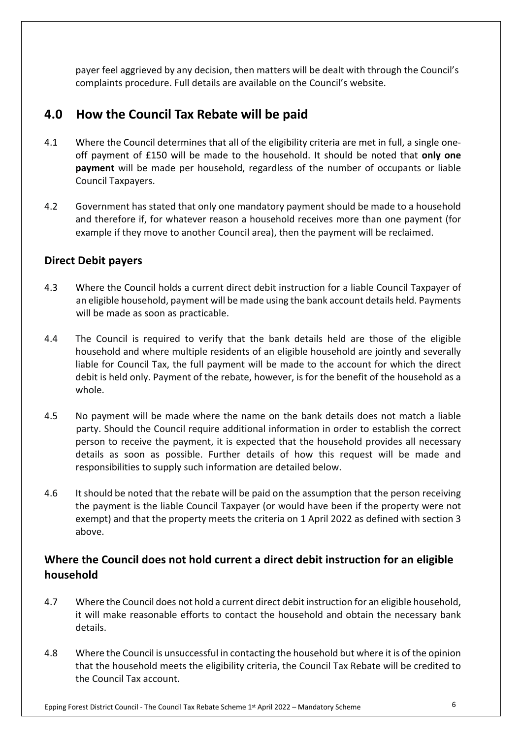payer feel aggrieved by any decision, then matters will be dealt with through the Council's complaints procedure. Full details are available on the Council's website.

## 4.0 How the Council Tax Rebate will be paid

4.1 Where the Council determines that all of the eligibility criteria are met in full, a single one-off payment of £150 will be made to the household. It should be noted that **only one payment** will be made per household, regardless of the number of occupants or liable Council Taxpayers.

4.2 Government has stated that only one mandatory payment should be made to a household and therefore if, for whatever reason a household receives more than one payment (for example if they move to another Council area), then the payment will be reclaimed.

### Direct Debit payers

4.3 Where the Council holds a current direct debit instruction for a liable Council Taxpayer of an eligible household, payment will be made using the bank account details held. Payments will be made as soon as practicable.

4.4 The Council is required to verify that the bank details held are those of the eligible household and where multiple residents of an eligible household are jointly and severally liable for Council Tax, the full payment will be made to the account for which the direct debit is held only. Payment of the rebate, however, is for the benefit of the household as a whole.

4.5 No payment will be made where the name on the bank details does not match a liable party. Should the Council require additional information in order to establish the correct person to receive the payment, it is expected that the household provides all necessary details as soon as possible. Further details of how this request will be made and responsibilities to supply such information are detailed below.

4.6 It should be noted that the rebate will be paid on the assumption that the person receiving the payment is the liable Council Taxpayer (or would have been if the property were not exempt) and that the property meets the criteria on 1 April 2022 as defined with section 3 above.

### Where the Council does not hold current a direct debit instruction for an eligible household

4.7 Where the Council does not hold a current direct debit instruction for an eligible household, it will make reasonable efforts to contact the household and obtain the necessary bank details.

4.8 Where the Council is unsuccessful in contacting the household but where it is of the opinion that the household meets the eligibility criteria, the Council Tax Rebate will be credited to the Council Tax account.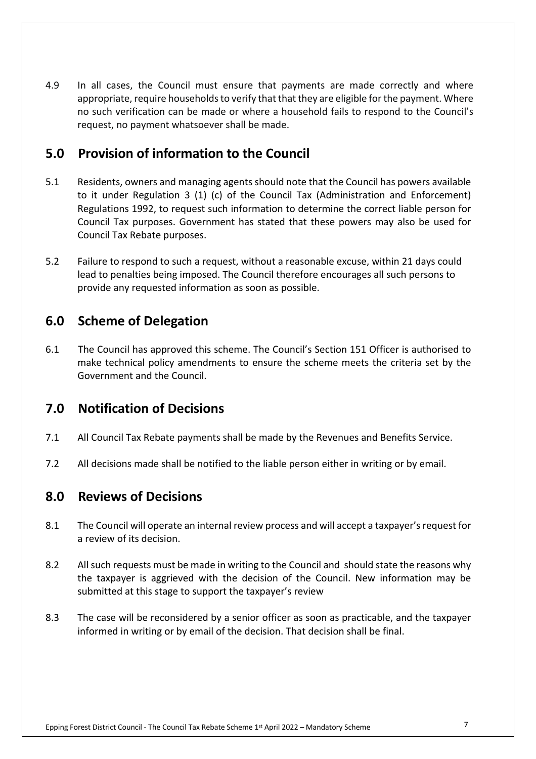4.9 In all cases, the Council must ensure that payments are made correctly and where appropriate, require households to verify that that they are eligible for the payment. Where no such verification can be made or where a household fails to respond to the Council's request, no payment whatsoever shall be made.

## 5.0 Provision of information to the Council

5.1 Residents, owners and managing agents should note that the Council has powers available to it under Regulation 3 (1) (c) of the Council Tax (Administration and Enforcement) Regulations 1992, to request such information to determine the correct liable person for Council Tax purposes. Government has stated that these powers may also be used for Council Tax Rebate purposes.

5.2 Failure to respond to such a request, without a reasonable excuse, within 21 days could lead to penalties being imposed. The Council therefore encourages all such persons to provide any requested information as soon as possible.

## 6.0 Scheme of Delegation

6.1 The Council has approved this scheme. The Council's Section 151 Officer is authorised to make technical policy amendments to ensure the scheme meets the criteria set by the Government and the Council.

## 7.0 Notification of Decisions

7.1 All Council Tax Rebate payments shall be made by the Revenues and Benefits Service.

7.2 All decisions made shall be notified to the liable person either in writing or by email.

## 8.0 Reviews of Decisions

8.1 The Council will operate an internal review process and will accept a taxpayer's request for a review of its decision.

8.2 All such requests must be made in writing to the Council and should state the reasons why the taxpayer is aggrieved with the decision of the Council. New information may be submitted at this stage to support the taxpayer's review

8.3 The case will be reconsidered by a senior officer as soon as practicable, and the taxpayer informed in writing or by email of the decision. That decision shall be final.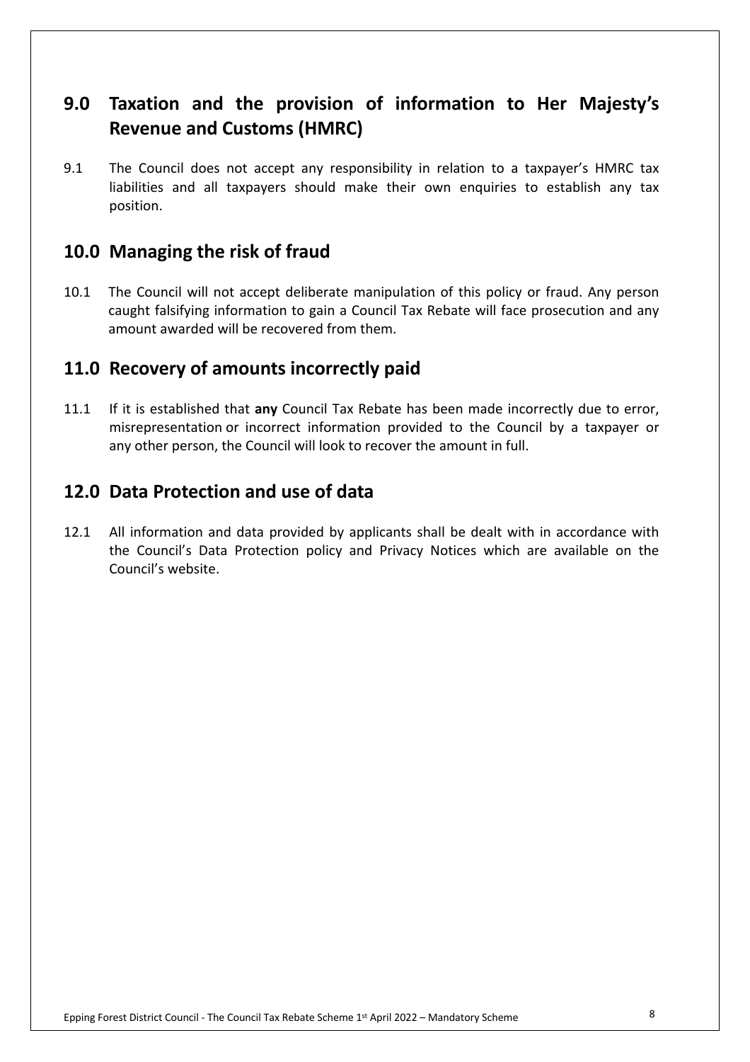## 9.0 Taxation and the provision of information to Her Majesty's Revenue and Customs (HMRC)

9.1 The Council does not accept any responsibility in relation to a taxpayer's HMRC tax liabilities and all taxpayers should make their own enquiries to establish any tax position.

## 10.0 Managing the risk of fraud

10.1 The Council will not accept deliberate manipulation of this policy or fraud. Any person caught falsifying information to gain a Council Tax Rebate will face prosecution and any amount awarded will be recovered from them.

## 11.0 Recovery of amounts incorrectly paid

11.1 If it is established that **any** Council Tax Rebate has been made incorrectly due to error, misrepresentation or incorrect information provided to the Council by a taxpayer or any other person, the Council will look to recover the amount in full.

## 12.0 Data Protection and use of data

12.1 All information and data provided by applicants shall be dealt with in accordance with the Council's Data Protection policy and Privacy Notices which are available on the Council's website.